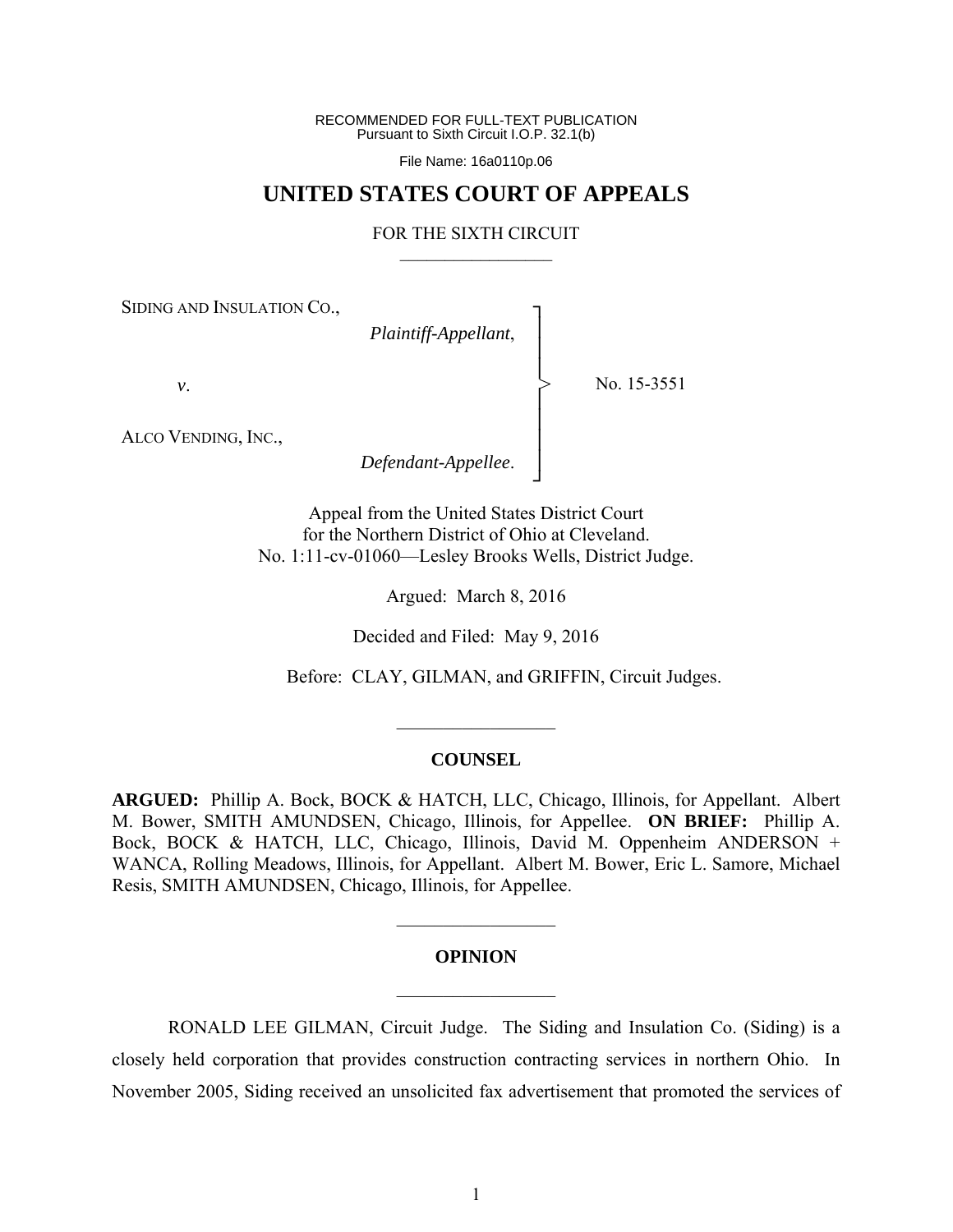RECOMMENDED FOR FULL-TEXT PUBLICATION
Pursuant to Sixth Circuit I.O.P. 32.1(b)

File Name: 16a0110p.06

# UNITED STATES COURT OF APPEALS

FOR THE SIXTH CIRCUIT

---

SIDING AND INSULATION CO.,

*Plaintiff-Appellant*,

*v*.

ALCO VENDING, INC.,

*Defendant-Appellee*.

No. 15-3551

Appeal from the United States District Court
for the Northern District of Ohio at Cleveland.
No. 1:11-cv-01060—Lesley Brooks Wells, District Judge.

Argued: March 8, 2016

Decided and Filed: May 9, 2016

Before: CLAY, GILMAN, and GRIFFIN, Circuit Judges.

---

## COUNSEL

**ARGUED:** Phillip A. Bock, BOCK & HATCH, LLC, Chicago, Illinois, for Appellant. Albert M. Bower, SMITH AMUNDSEN, Chicago, Illinois, for Appellee. **ON BRIEF:** Phillip A. Bock, BOCK & HATCH, LLC, Chicago, Illinois, David M. Oppenheim ANDERSON + WANCA, Rolling Meadows, Illinois, for Appellant. Albert M. Bower, Eric L. Samore, Michael Resis, SMITH AMUNDSEN, Chicago, Illinois, for Appellee.

---

## OPINION

---

RONALD LEE GILMAN, Circuit Judge. The Siding and Insulation Co. (Siding) is a closely held corporation that provides construction contracting services in northern Ohio. In November 2005, Siding received an unsolicited fax advertisement that promoted the services of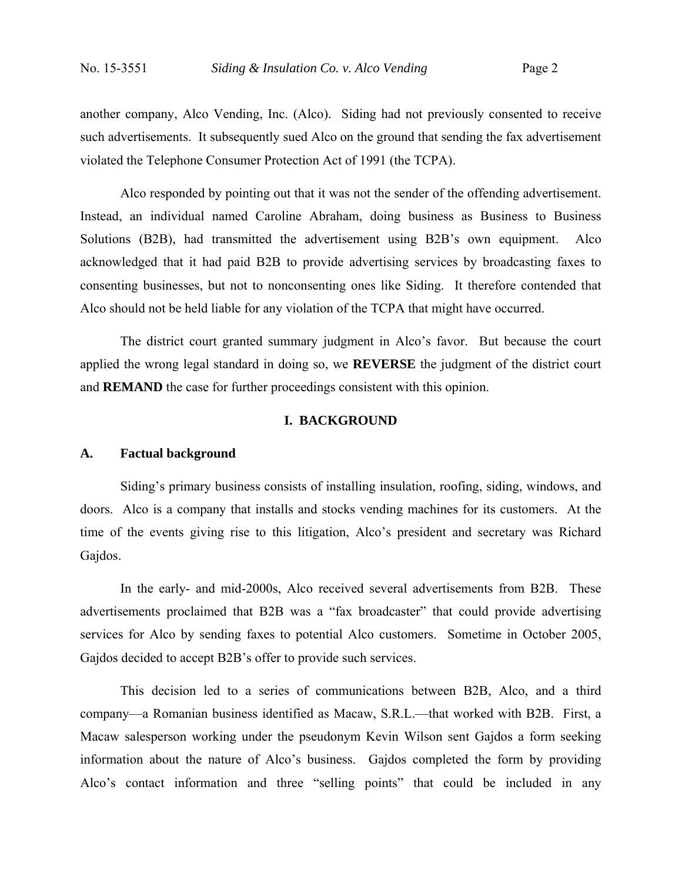another company, Alco Vending, Inc. (Alco). Siding had not previously consented to receive such advertisements. It subsequently sued Alco on the ground that sending the fax advertisement violated the Telephone Consumer Protection Act of 1991 (the TCPA).

Alco responded by pointing out that it was not the sender of the offending advertisement. Instead, an individual named Caroline Abraham, doing business as Business to Business Solutions (B2B), had transmitted the advertisement using B2B's own equipment. Alco acknowledged that it had paid B2B to provide advertising services by broadcasting faxes to consenting businesses, but not to nonconsenting ones like Siding. It therefore contended that Alco should not be held liable for any violation of the TCPA that might have occurred.

The district court granted summary judgment in Alco's favor. But because the court applied the wrong legal standard in doing so, we **REVERSE** the judgment of the district court and **REMAND** the case for further proceedings consistent with this opinion.

## I. BACKGROUND

### A. Factual background

Siding's primary business consists of installing insulation, roofing, siding, windows, and doors. Alco is a company that installs and stocks vending machines for its customers. At the time of the events giving rise to this litigation, Alco's president and secretary was Richard Gajdos.

In the early- and mid-2000s, Alco received several advertisements from B2B. These advertisements proclaimed that B2B was a "fax broadcaster" that could provide advertising services for Alco by sending faxes to potential Alco customers. Sometime in October 2005, Gajdos decided to accept B2B's offer to provide such services.

This decision led to a series of communications between B2B, Alco, and a third company—a Romanian business identified as Macaw, S.R.L.—that worked with B2B. First, a Macaw salesperson working under the pseudonym Kevin Wilson sent Gajdos a form seeking information about the nature of Alco's business. Gajdos completed the form by providing Alco's contact information and three "selling points" that could be included in any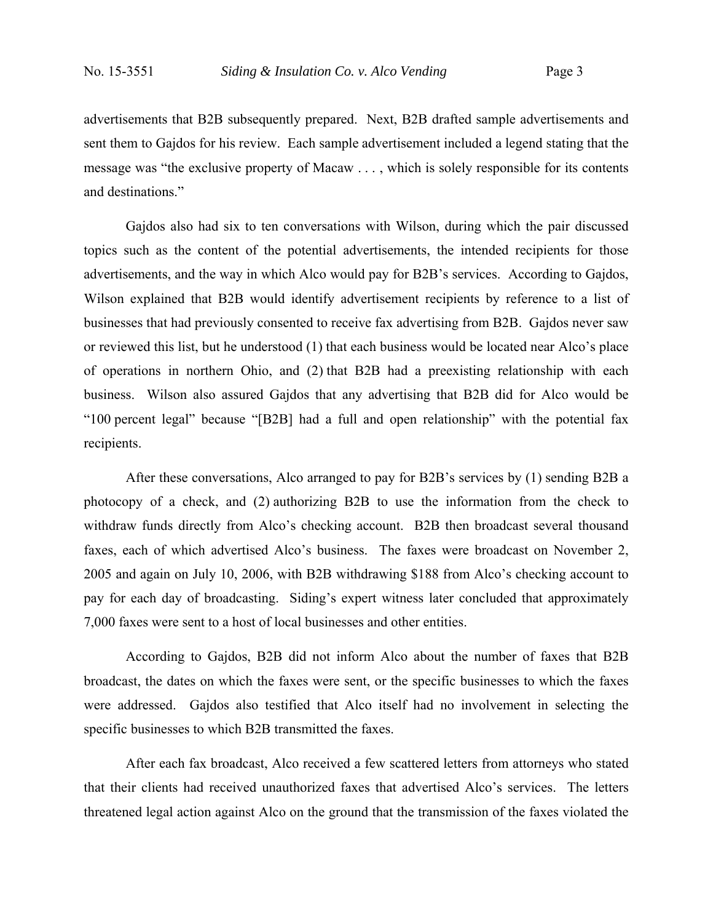advertisements that B2B subsequently prepared. Next, B2B drafted sample advertisements and sent them to Gajdos for his review. Each sample advertisement included a legend stating that the message was "the exclusive property of Macaw . . . , which is solely responsible for its contents and destinations."

Gajdos also had six to ten conversations with Wilson, during which the pair discussed topics such as the content of the potential advertisements, the intended recipients for those advertisements, and the way in which Alco would pay for B2B's services. According to Gajdos, Wilson explained that B2B would identify advertisement recipients by reference to a list of businesses that had previously consented to receive fax advertising from B2B. Gajdos never saw or reviewed this list, but he understood (1) that each business would be located near Alco's place of operations in northern Ohio, and (2) that B2B had a preexisting relationship with each business. Wilson also assured Gajdos that any advertising that B2B did for Alco would be "100 percent legal" because "[B2B] had a full and open relationship" with the potential fax recipients.

After these conversations, Alco arranged to pay for B2B's services by (1) sending B2B a photocopy of a check, and (2) authorizing B2B to use the information from the check to withdraw funds directly from Alco's checking account. B2B then broadcast several thousand faxes, each of which advertised Alco's business. The faxes were broadcast on November 2, 2005 and again on July 10, 2006, with B2B withdrawing $188 from Alco's checking account to pay for each day of broadcasting. Siding's expert witness later concluded that approximately 7,000 faxes were sent to a host of local businesses and other entities.

According to Gajdos, B2B did not inform Alco about the number of faxes that B2B broadcast, the dates on which the faxes were sent, or the specific businesses to which the faxes were addressed. Gajdos also testified that Alco itself had no involvement in selecting the specific businesses to which B2B transmitted the faxes.

After each fax broadcast, Alco received a few scattered letters from attorneys who stated that their clients had received unauthorized faxes that advertised Alco's services. The letters threatened legal action against Alco on the ground that the transmission of the faxes violated the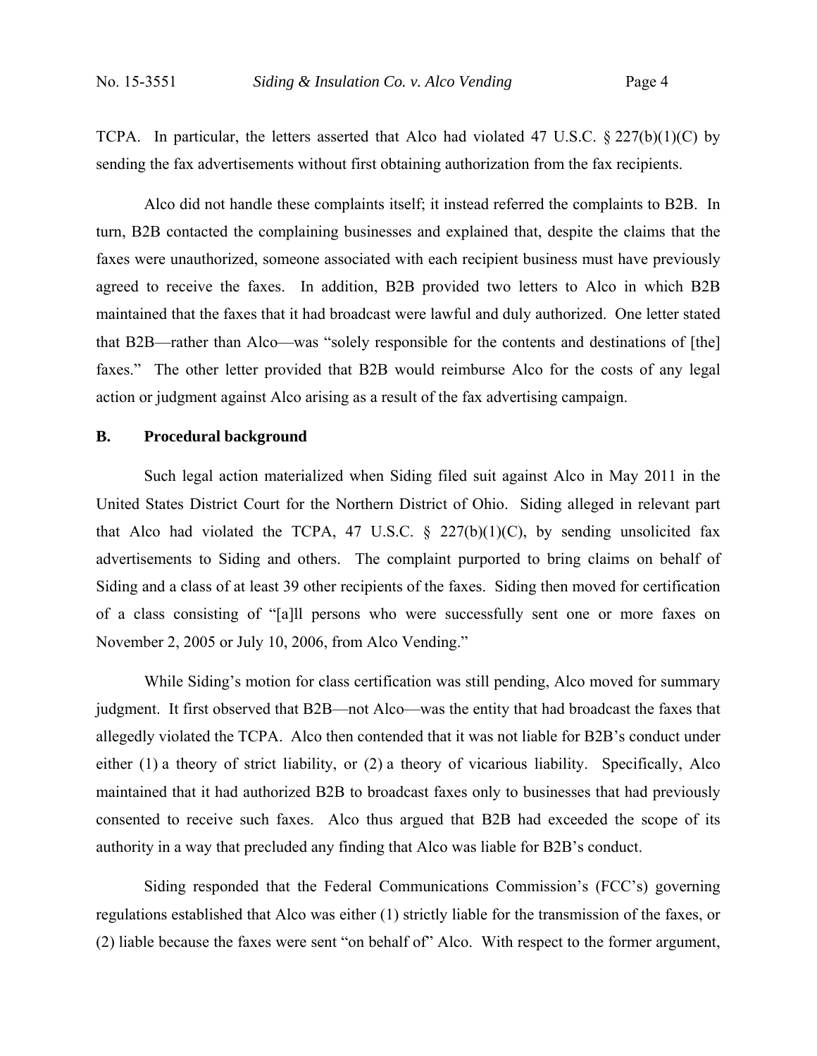TCPA. In particular, the letters asserted that Alco had violated 47 U.S.C. § 227(b)(1)(C) by sending the fax advertisements without first obtaining authorization from the fax recipients.

Alco did not handle these complaints itself; it instead referred the complaints to B2B. In turn, B2B contacted the complaining businesses and explained that, despite the claims that the faxes were unauthorized, someone associated with each recipient business must have previously agreed to receive the faxes. In addition, B2B provided two letters to Alco in which B2B maintained that the faxes that it had broadcast were lawful and duly authorized. One letter stated that B2B—rather than Alco—was "solely responsible for the contents and destinations of [the] faxes." The other letter provided that B2B would reimburse Alco for the costs of any legal action or judgment against Alco arising as a result of the fax advertising campaign.

### B. Procedural background

Such legal action materialized when Siding filed suit against Alco in May 2011 in the United States District Court for the Northern District of Ohio. Siding alleged in relevant part that Alco had violated the TCPA, 47 U.S.C. § 227(b)(1)(C), by sending unsolicited fax advertisements to Siding and others. The complaint purported to bring claims on behalf of Siding and a class of at least 39 other recipients of the faxes. Siding then moved for certification of a class consisting of "[a]ll persons who were successfully sent one or more faxes on November 2, 2005 or July 10, 2006, from Alco Vending."

While Siding's motion for class certification was still pending, Alco moved for summary judgment. It first observed that B2B—not Alco—was the entity that had broadcast the faxes that allegedly violated the TCPA. Alco then contended that it was not liable for B2B's conduct under either (1) a theory of strict liability, or (2) a theory of vicarious liability. Specifically, Alco maintained that it had authorized B2B to broadcast faxes only to businesses that had previously consented to receive such faxes. Alco thus argued that B2B had exceeded the scope of its authority in a way that precluded any finding that Alco was liable for B2B's conduct.

Siding responded that the Federal Communications Commission's (FCC's) governing regulations established that Alco was either (1) strictly liable for the transmission of the faxes, or (2) liable because the faxes were sent "on behalf of" Alco. With respect to the former argument,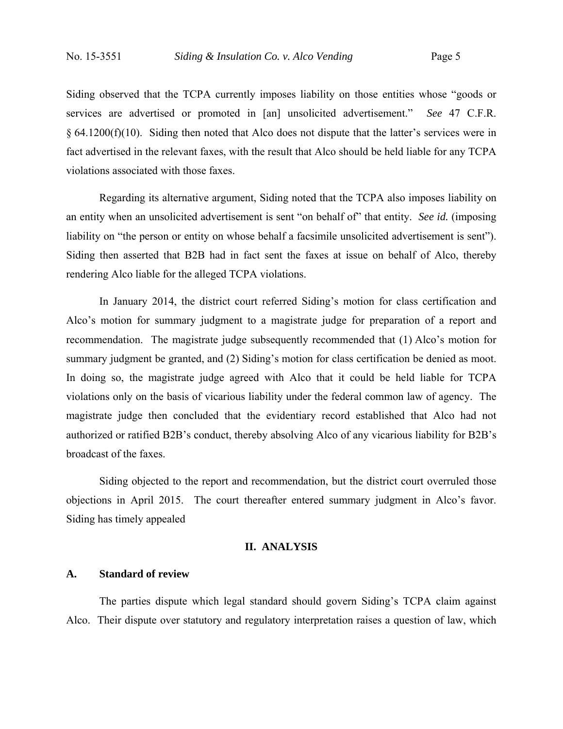Siding observed that the TCPA currently imposes liability on those entities whose "goods or services are advertised or promoted in [an] unsolicited advertisement." *See* 47 C.F.R. § 64.1200(f)(10). Siding then noted that Alco does not dispute that the latter's services were in fact advertised in the relevant faxes, with the result that Alco should be held liable for any TCPA violations associated with those faxes.

Regarding its alternative argument, Siding noted that the TCPA also imposes liability on an entity when an unsolicited advertisement is sent "on behalf of" that entity. *See id.* (imposing liability on "the person or entity on whose behalf a facsimile unsolicited advertisement is sent"). Siding then asserted that B2B had in fact sent the faxes at issue on behalf of Alco, thereby rendering Alco liable for the alleged TCPA violations.

In January 2014, the district court referred Siding's motion for class certification and Alco's motion for summary judgment to a magistrate judge for preparation of a report and recommendation. The magistrate judge subsequently recommended that (1) Alco's motion for summary judgment be granted, and (2) Siding's motion for class certification be denied as moot. In doing so, the magistrate judge agreed with Alco that it could be held liable for TCPA violations only on the basis of vicarious liability under the federal common law of agency. The magistrate judge then concluded that the evidentiary record established that Alco had not authorized or ratified B2B's conduct, thereby absolving Alco of any vicarious liability for B2B's broadcast of the faxes.

Siding objected to the report and recommendation, but the district court overruled those objections in April 2015. The court thereafter entered summary judgment in Alco's favor. Siding has timely appealed

## II. ANALYSIS

### A. Standard of review

The parties dispute which legal standard should govern Siding's TCPA claim against Alco. Their dispute over statutory and regulatory interpretation raises a question of law, which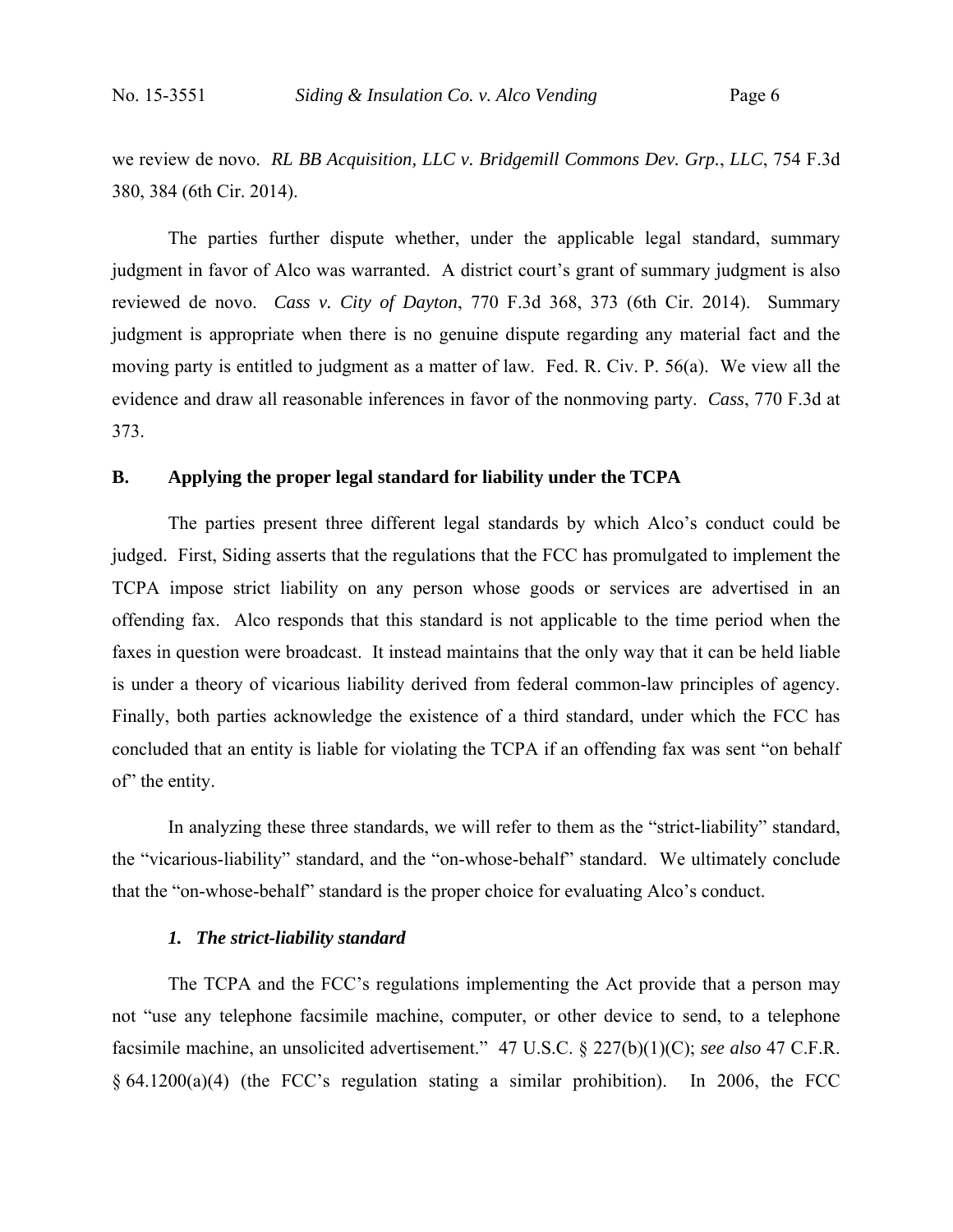we review de novo. *RL BB Acquisition, LLC v. Bridgemill Commons Dev. Grp., LLC*, 754 F.3d 380, 384 (6th Cir. 2014).

The parties further dispute whether, under the applicable legal standard, summary judgment in favor of Alco was warranted. A district court's grant of summary judgment is also reviewed de novo. *Cass v. City of Dayton*, 770 F.3d 368, 373 (6th Cir. 2014). Summary judgment is appropriate when there is no genuine dispute regarding any material fact and the moving party is entitled to judgment as a matter of law. Fed. R. Civ. P. 56(a). We view all the evidence and draw all reasonable inferences in favor of the nonmoving party. *Cass*, 770 F.3d at 373.

**B. Applying the proper legal standard for liability under the TCPA**

The parties present three different legal standards by which Alco's conduct could be judged. First, Siding asserts that the regulations that the FCC has promulgated to implement the TCPA impose strict liability on any person whose goods or services are advertised in an offending fax. Alco responds that this standard is not applicable to the time period when the faxes in question were broadcast. It instead maintains that the only way that it can be held liable is under a theory of vicarious liability derived from federal common-law principles of agency. Finally, both parties acknowledge the existence of a third standard, under which the FCC has concluded that an entity is liable for violating the TCPA if an offending fax was sent "on behalf of" the entity.

In analyzing these three standards, we will refer to them as the "strict-liability" standard, the "vicarious-liability" standard, and the "on-whose-behalf" standard. We ultimately conclude that the "on-whose-behalf" standard is the proper choice for evaluating Alco's conduct.

***1. The strict-liability standard***

The TCPA and the FCC's regulations implementing the Act provide that a person may not "use any telephone facsimile machine, computer, or other device to send, to a telephone facsimile machine, an unsolicited advertisement." 47 U.S.C. § 227(b)(1)(C); *see also* 47 C.F.R. § 64.1200(a)(4) (the FCC's regulation stating a similar prohibition). In 2006, the FCC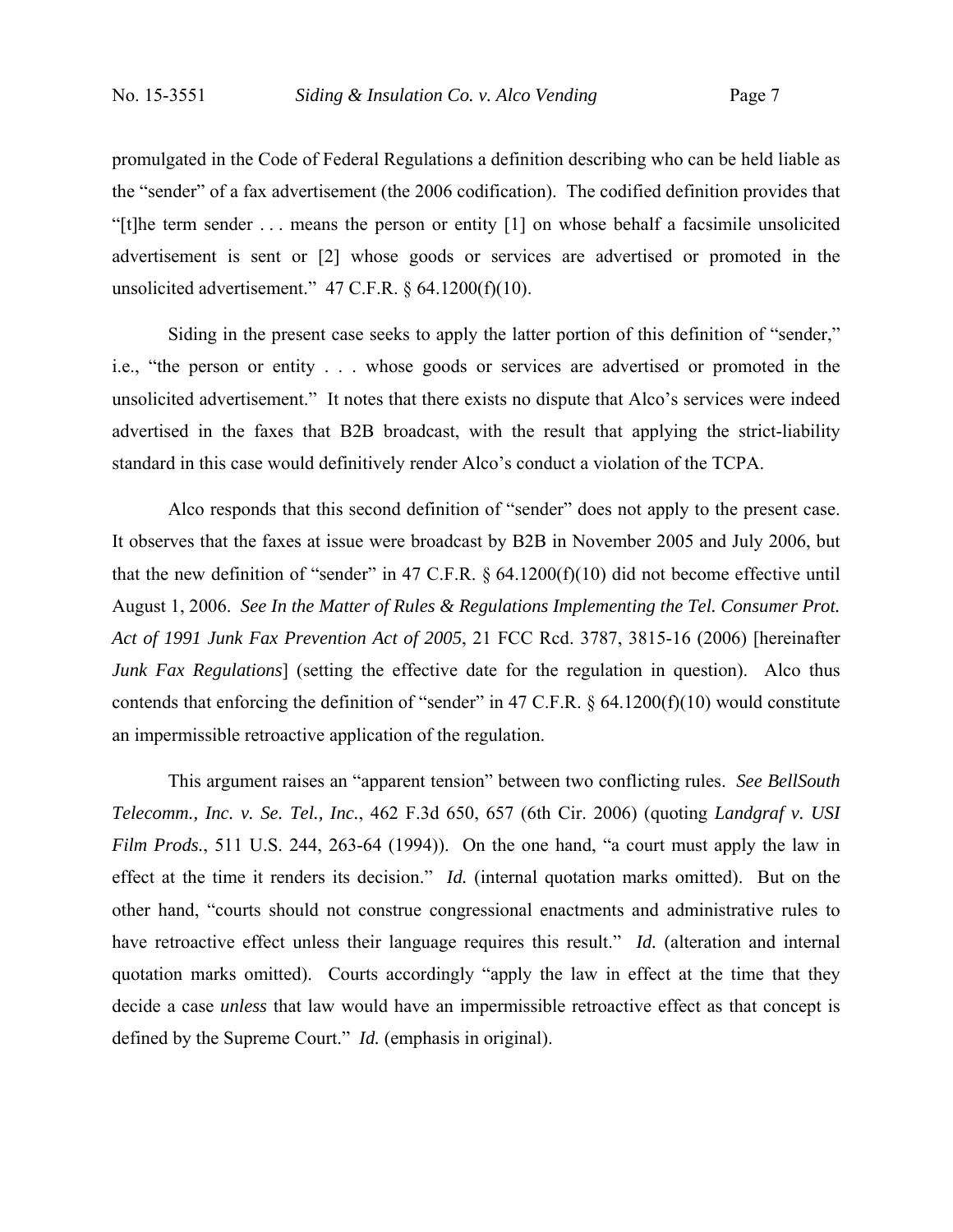promulgated in the Code of Federal Regulations a definition describing who can be held liable as the "sender" of a fax advertisement (the 2006 codification). The codified definition provides that "[t]he term sender . . . means the person or entity [1] on whose behalf a facsimile unsolicited advertisement is sent or [2] whose goods or services are advertised or promoted in the unsolicited advertisement." 47 C.F.R. § 64.1200(f)(10).

Siding in the present case seeks to apply the latter portion of this definition of "sender," i.e., "the person or entity . . . whose goods or services are advertised or promoted in the unsolicited advertisement." It notes that there exists no dispute that Alco's services were indeed advertised in the faxes that B2B broadcast, with the result that applying the strict-liability standard in this case would definitively render Alco's conduct a violation of the TCPA.

Alco responds that this second definition of "sender" does not apply to the present case. It observes that the faxes at issue were broadcast by B2B in November 2005 and July 2006, but that the new definition of "sender" in 47 C.F.R. § 64.1200(f)(10) did not become effective until August 1, 2006. *See In the Matter of Rules & Regulations Implementing the Tel. Consumer Prot. Act of 1991 Junk Fax Prevention Act of 2005*, 21 FCC Rcd. 3787, 3815-16 (2006) [hereinafter *Junk Fax Regulations*] (setting the effective date for the regulation in question). Alco thus contends that enforcing the definition of "sender" in 47 C.F.R. § 64.1200(f)(10) would constitute an impermissible retroactive application of the regulation.

This argument raises an "apparent tension" between two conflicting rules. *See BellSouth Telecomm., Inc. v. Se. Tel., Inc.*, 462 F.3d 650, 657 (6th Cir. 2006) (quoting *Landgraf v. USI Film Prods.*, 511 U.S. 244, 263-64 (1994)). On the one hand, "a court must apply the law in effect at the time it renders its decision." *Id.* (internal quotation marks omitted). But on the other hand, "courts should not construe congressional enactments and administrative rules to have retroactive effect unless their language requires this result." *Id.* (alteration and internal quotation marks omitted). Courts accordingly "apply the law in effect at the time that they decide a case *unless* that law would have an impermissible retroactive effect as that concept is defined by the Supreme Court." *Id.* (emphasis in original).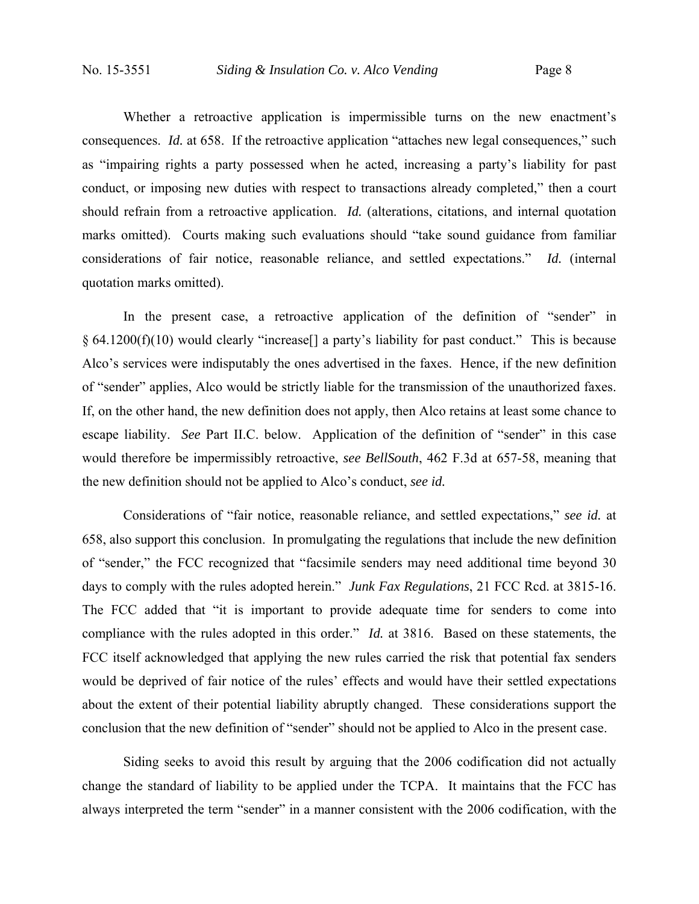Whether a retroactive application is impermissible turns on the new enactment's consequences. *Id.* at 658. If the retroactive application "attaches new legal consequences," such as "impairing rights a party possessed when he acted, increasing a party's liability for past conduct, or imposing new duties with respect to transactions already completed," then a court should refrain from a retroactive application. *Id.* (alterations, citations, and internal quotation marks omitted). Courts making such evaluations should "take sound guidance from familiar considerations of fair notice, reasonable reliance, and settled expectations." *Id.* (internal quotation marks omitted).

In the present case, a retroactive application of the definition of "sender" in § 64.1200(f)(10) would clearly "increase[] a party's liability for past conduct." This is because Alco's services were indisputably the ones advertised in the faxes. Hence, if the new definition of "sender" applies, Alco would be strictly liable for the transmission of the unauthorized faxes. If, on the other hand, the new definition does not apply, then Alco retains at least some chance to escape liability. *See* Part II.C. below. Application of the definition of "sender" in this case would therefore be impermissibly retroactive, *see BellSouth*, 462 F.3d at 657-58, meaning that the new definition should not be applied to Alco's conduct, *see id.*

Considerations of "fair notice, reasonable reliance, and settled expectations," *see id.* at 658, also support this conclusion. In promulgating the regulations that include the new definition of "sender," the FCC recognized that "facsimile senders may need additional time beyond 30 days to comply with the rules adopted herein." *Junk Fax Regulations*, 21 FCC Rcd. at 3815-16. The FCC added that "it is important to provide adequate time for senders to come into compliance with the rules adopted in this order." *Id.* at 3816. Based on these statements, the FCC itself acknowledged that applying the new rules carried the risk that potential fax senders would be deprived of fair notice of the rules' effects and would have their settled expectations about the extent of their potential liability abruptly changed. These considerations support the conclusion that the new definition of "sender" should not be applied to Alco in the present case.

Siding seeks to avoid this result by arguing that the 2006 codification did not actually change the standard of liability to be applied under the TCPA. It maintains that the FCC has always interpreted the term "sender" in a manner consistent with the 2006 codification, with the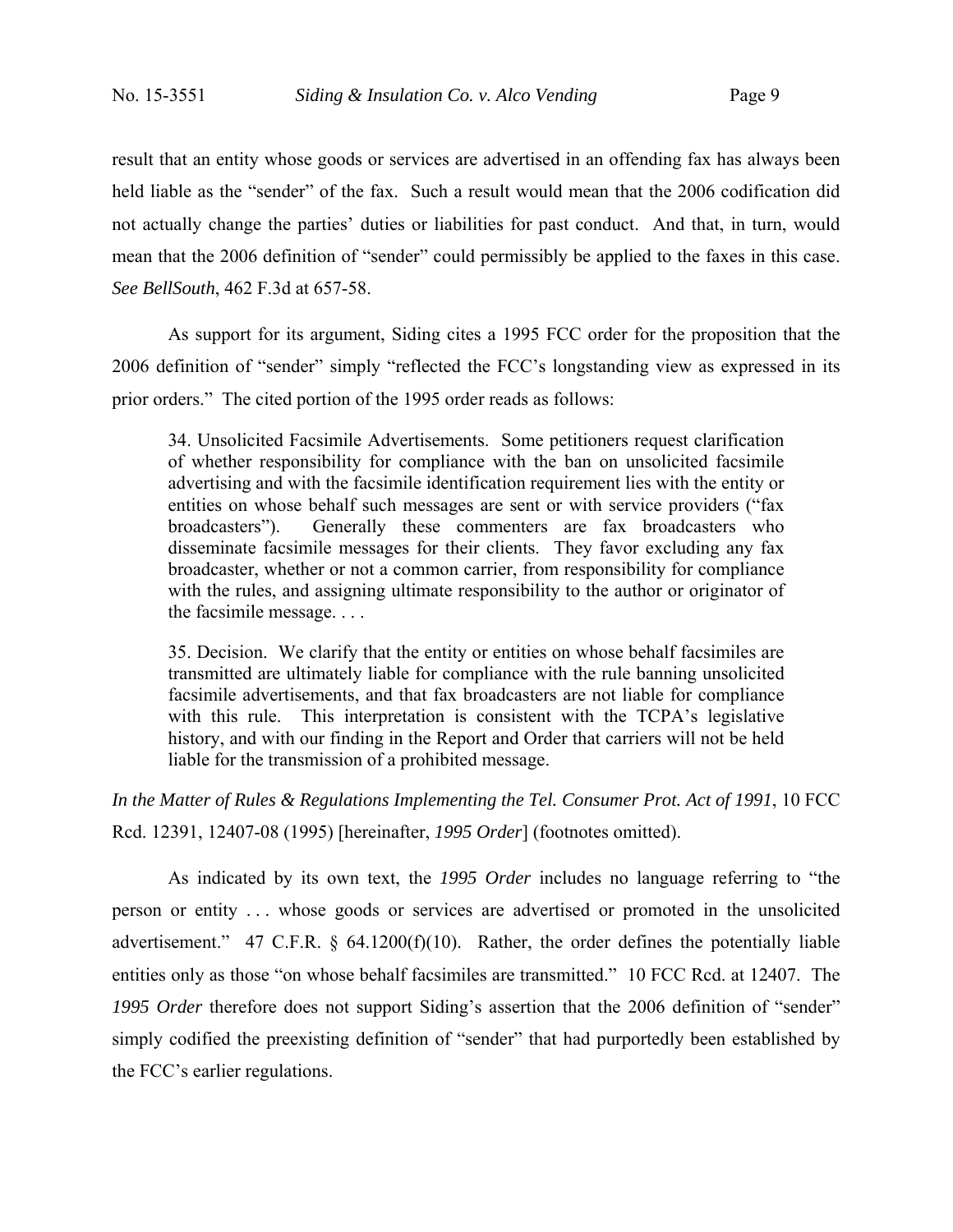result that an entity whose goods or services are advertised in an offending fax has always been held liable as the "sender" of the fax. Such a result would mean that the 2006 codification did not actually change the parties' duties or liabilities for past conduct. And that, in turn, would mean that the 2006 definition of "sender" could permissibly be applied to the faxes in this case. *See BellSouth*, 462 F.3d at 657-58.

As support for its argument, Siding cites a 1995 FCC order for the proposition that the 2006 definition of "sender" simply "reflected the FCC's longstanding view as expressed in its prior orders." The cited portion of the 1995 order reads as follows:

> 34. Unsolicited Facsimile Advertisements. Some petitioners request clarification of whether responsibility for compliance with the ban on unsolicited facsimile advertising and with the facsimile identification requirement lies with the entity or entities on whose behalf such messages are sent or with service providers ("fax broadcasters"). Generally these commenters are fax broadcasters who disseminate facsimile messages for their clients. They favor excluding any fax broadcaster, whether or not a common carrier, from responsibility for compliance with the rules, and assigning ultimate responsibility to the author or originator of the facsimile message. . . .
>
> 35. Decision. We clarify that the entity or entities on whose behalf facsimiles are transmitted are ultimately liable for compliance with the rule banning unsolicited facsimile advertisements, and that fax broadcasters are not liable for compliance with this rule. This interpretation is consistent with the TCPA's legislative history, and with our finding in the Report and Order that carriers will not be held liable for the transmission of a prohibited message.

*In the Matter of Rules & Regulations Implementing the Tel. Consumer Prot. Act of 1991*, 10 FCC Rcd. 12391, 12407-08 (1995) [hereinafter, *1995 Order*] (footnotes omitted).

As indicated by its own text, the *1995 Order* includes no language referring to "the person or entity . . . whose goods or services are advertised or promoted in the unsolicited advertisement." 47 C.F.R. § 64.1200(f)(10). Rather, the order defines the potentially liable entities only as those "on whose behalf facsimiles are transmitted." 10 FCC Rcd. at 12407. The *1995 Order* therefore does not support Siding's assertion that the 2006 definition of "sender" simply codified the preexisting definition of "sender" that had purportedly been established by the FCC's earlier regulations.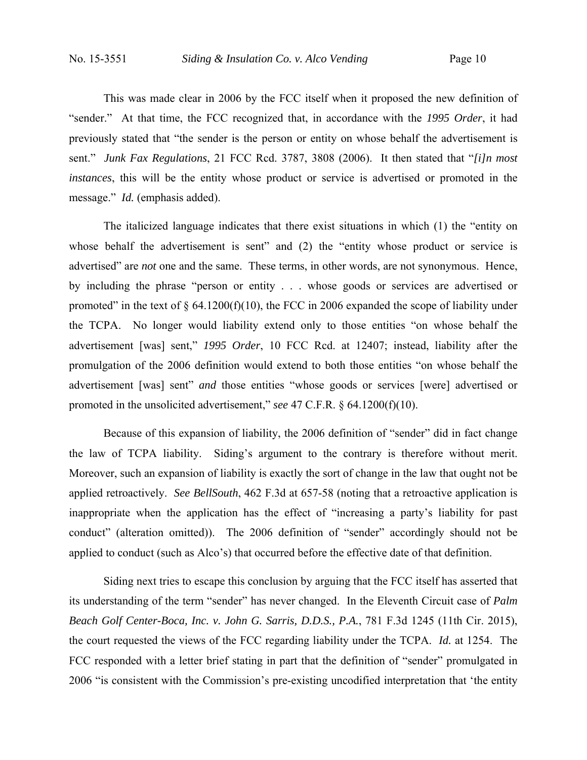This was made clear in 2006 by the FCC itself when it proposed the new definition of "sender." At that time, the FCC recognized that, in accordance with the *1995 Order*, it had previously stated that "the sender is the person or entity on whose behalf the advertisement is sent." *Junk Fax Regulations*, 21 FCC Rcd. 3787, 3808 (2006). It then stated that "*[i]n most instances*, this will be the entity whose product or service is advertised or promoted in the message." *Id.* (emphasis added).

The italicized language indicates that there exist situations in which (1) the "entity on whose behalf the advertisement is sent" and (2) the "entity whose product or service is advertised" are *not* one and the same. These terms, in other words, are not synonymous. Hence, by including the phrase "person or entity . . . whose goods or services are advertised or promoted" in the text of § 64.1200(f)(10), the FCC in 2006 expanded the scope of liability under the TCPA. No longer would liability extend only to those entities "on whose behalf the advertisement [was] sent," *1995 Order*, 10 FCC Rcd. at 12407; instead, liability after the promulgation of the 2006 definition would extend to both those entities "on whose behalf the advertisement [was] sent" *and* those entities "whose goods or services [were] advertised or promoted in the unsolicited advertisement," *see* 47 C.F.R. § 64.1200(f)(10).

Because of this expansion of liability, the 2006 definition of "sender" did in fact change the law of TCPA liability. Siding's argument to the contrary is therefore without merit. Moreover, such an expansion of liability is exactly the sort of change in the law that ought not be applied retroactively. *See BellSouth*, 462 F.3d at 657-58 (noting that a retroactive application is inappropriate when the application has the effect of "increasing a party's liability for past conduct" (alteration omitted)). The 2006 definition of "sender" accordingly should not be applied to conduct (such as Alco's) that occurred before the effective date of that definition.

Siding next tries to escape this conclusion by arguing that the FCC itself has asserted that its understanding of the term "sender" has never changed. In the Eleventh Circuit case of *Palm Beach Golf Center-Boca, Inc. v. John G. Sarris, D.D.S., P.A.*, 781 F.3d 1245 (11th Cir. 2015), the court requested the views of the FCC regarding liability under the TCPA. *Id.* at 1254. The FCC responded with a letter brief stating in part that the definition of "sender" promulgated in 2006 "is consistent with the Commission's pre-existing uncodified interpretation that 'the entity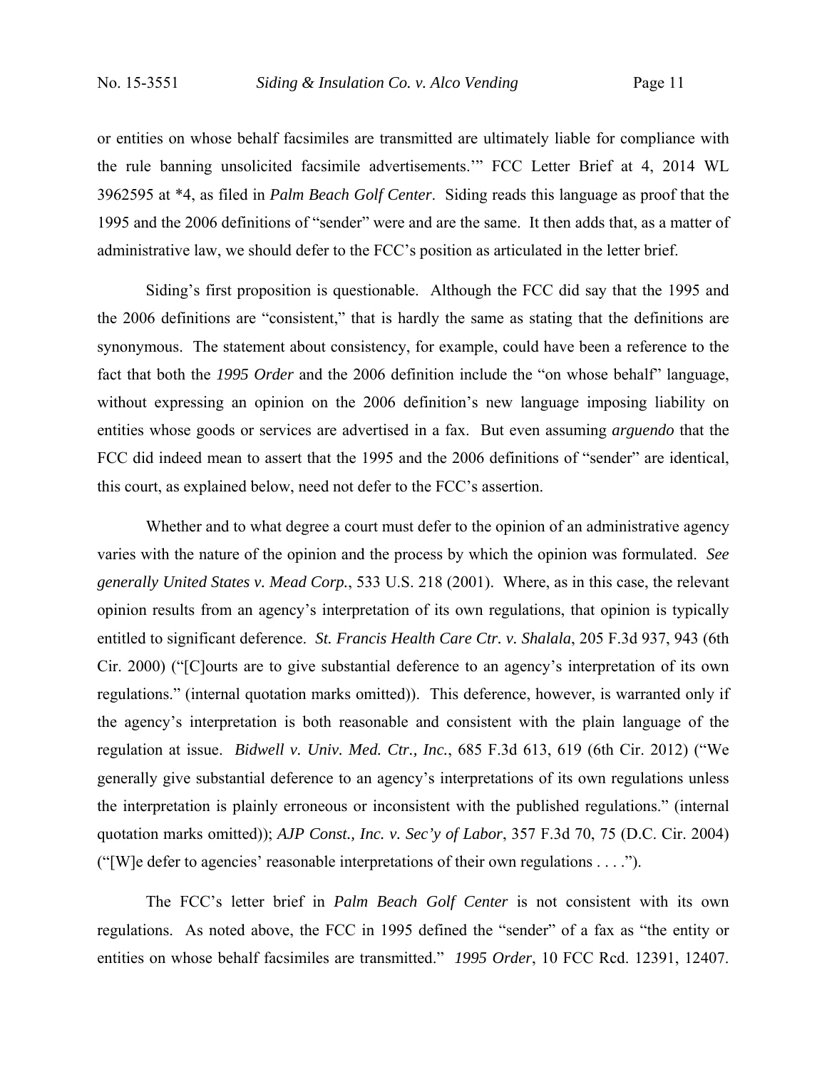or entities on whose behalf facsimiles are transmitted are ultimately liable for compliance with the rule banning unsolicited facsimile advertisements.'" FCC Letter Brief at 4, 2014 WL 3962595 at *4, as filed in *Palm Beach Golf Center*. Siding reads this language as proof that the 1995 and the 2006 definitions of "sender" were and are the same. It then adds that, as a matter of administrative law, we should defer to the FCC's position as articulated in the letter brief.

Siding's first proposition is questionable. Although the FCC did say that the 1995 and the 2006 definitions are "consistent," that is hardly the same as stating that the definitions are synonymous. The statement about consistency, for example, could have been a reference to the fact that both the *1995 Order* and the 2006 definition include the "on whose behalf" language, without expressing an opinion on the 2006 definition's new language imposing liability on entities whose goods or services are advertised in a fax. But even assuming *arguendo* that the FCC did indeed mean to assert that the 1995 and the 2006 definitions of "sender" are identical, this court, as explained below, need not defer to the FCC's assertion.

Whether and to what degree a court must defer to the opinion of an administrative agency varies with the nature of the opinion and the process by which the opinion was formulated. *See generally United States v. Mead Corp.*, 533 U.S. 218 (2001). Where, as in this case, the relevant opinion results from an agency's interpretation of its own regulations, that opinion is typically entitled to significant deference. *St. Francis Health Care Ctr. v. Shalala*, 205 F.3d 937, 943 (6th Cir. 2000) ("[C]ourts are to give substantial deference to an agency's interpretation of its own regulations." (internal quotation marks omitted)). This deference, however, is warranted only if the agency's interpretation is both reasonable and consistent with the plain language of the regulation at issue. *Bidwell v. Univ. Med. Ctr., Inc.*, 685 F.3d 613, 619 (6th Cir. 2012) ("We generally give substantial deference to an agency's interpretations of its own regulations unless the interpretation is plainly erroneous or inconsistent with the published regulations." (internal quotation marks omitted)); *AJP Const., Inc. v. Sec'y of Labor*, 357 F.3d 70, 75 (D.C. Cir. 2004) ("[W]e defer to agencies' reasonable interpretations of their own regulations . . . .").

The FCC's letter brief in *Palm Beach Golf Center* is not consistent with its own regulations. As noted above, the FCC in 1995 defined the "sender" of a fax as "the entity or entities on whose behalf facsimiles are transmitted." *1995 Order*, 10 FCC Rcd. 12391, 12407.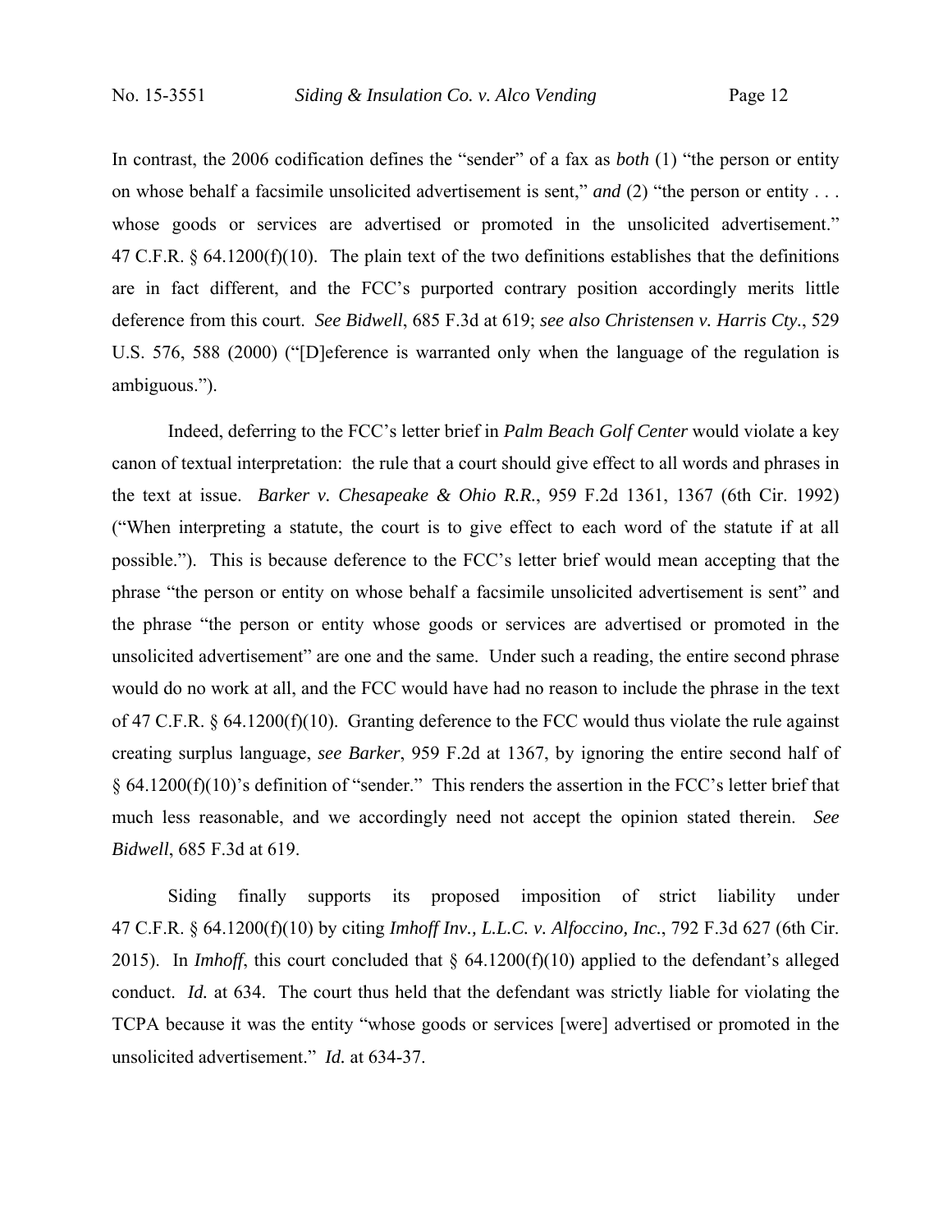In contrast, the 2006 codification defines the "sender" of a fax as *both* (1) "the person or entity on whose behalf a facsimile unsolicited advertisement is sent," *and* (2) "the person or entity . . . whose goods or services are advertised or promoted in the unsolicited advertisement." 47 C.F.R. § 64.1200(f)(10). The plain text of the two definitions establishes that the definitions are in fact different, and the FCC's purported contrary position accordingly merits little deference from this court. *See Bidwell*, 685 F.3d at 619; *see also Christensen v. Harris Cty.*, 529 U.S. 576, 588 (2000) ("[D]eference is warranted only when the language of the regulation is ambiguous.").

Indeed, deferring to the FCC's letter brief in *Palm Beach Golf Center* would violate a key canon of textual interpretation: the rule that a court should give effect to all words and phrases in the text at issue. *Barker v. Chesapeake & Ohio R.R.*, 959 F.2d 1361, 1367 (6th Cir. 1992) ("When interpreting a statute, the court is to give effect to each word of the statute if at all possible."). This is because deference to the FCC's letter brief would mean accepting that the phrase "the person or entity on whose behalf a facsimile unsolicited advertisement is sent" and the phrase "the person or entity whose goods or services are advertised or promoted in the unsolicited advertisement" are one and the same. Under such a reading, the entire second phrase would do no work at all, and the FCC would have had no reason to include the phrase in the text of 47 C.F.R. § 64.1200(f)(10). Granting deference to the FCC would thus violate the rule against creating surplus language, *see Barker*, 959 F.2d at 1367, by ignoring the entire second half of § 64.1200(f)(10)'s definition of "sender." This renders the assertion in the FCC's letter brief that much less reasonable, and we accordingly need not accept the opinion stated therein. *See Bidwell*, 685 F.3d at 619.

Siding finally supports its proposed imposition of strict liability under 47 C.F.R. § 64.1200(f)(10) by citing *Imhoff Inv., L.L.C. v. Alfoccino, Inc.*, 792 F.3d 627 (6th Cir. 2015). In *Imhoff*, this court concluded that § 64.1200(f)(10) applied to the defendant's alleged conduct. *Id.* at 634. The court thus held that the defendant was strictly liable for violating the TCPA because it was the entity "whose goods or services [were] advertised or promoted in the unsolicited advertisement." *Id.* at 634-37.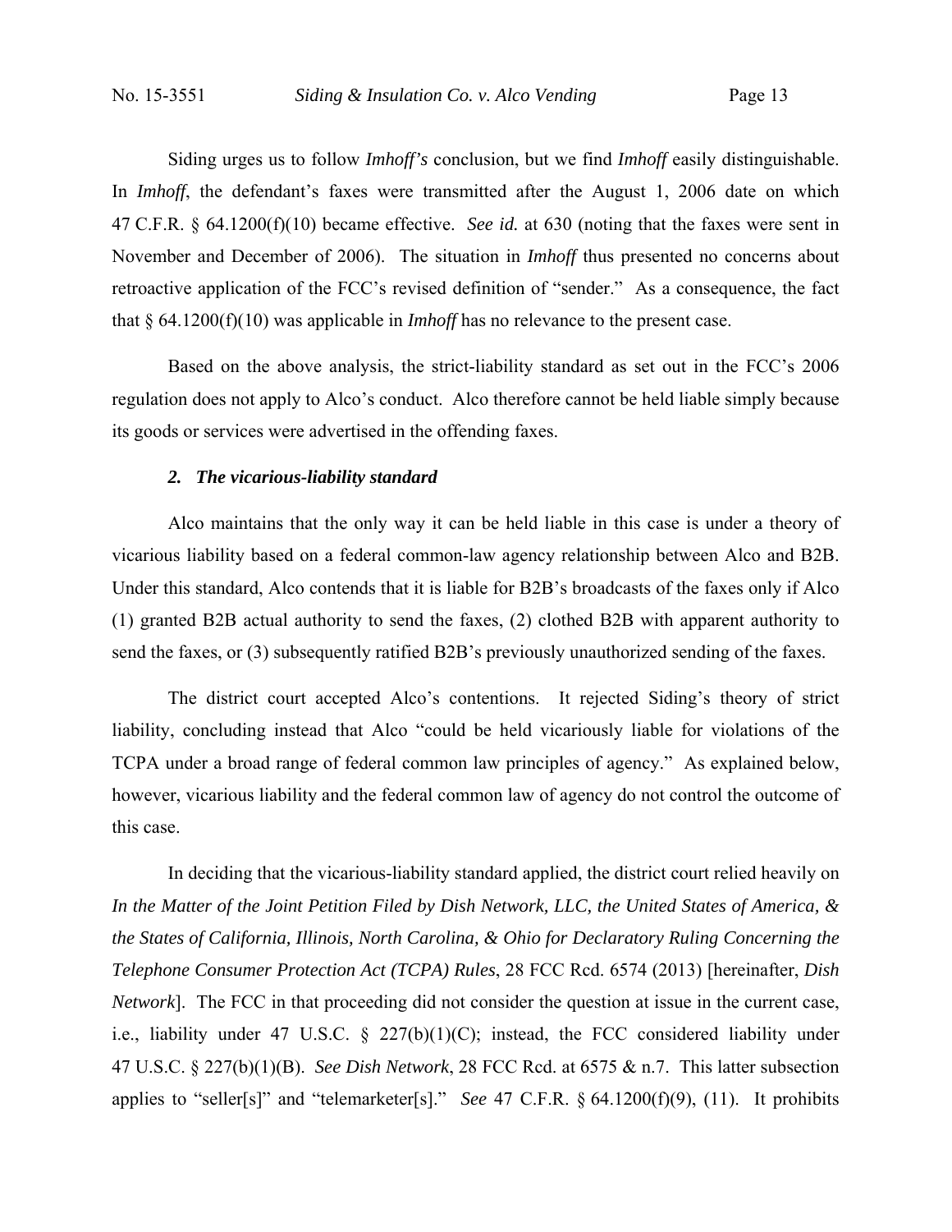Siding urges us to follow *Imhoff's* conclusion, but we find *Imhoff* easily distinguishable. In *Imhoff*, the defendant's faxes were transmitted after the August 1, 2006 date on which 47 C.F.R. § 64.1200(f)(10) became effective. *See id.* at 630 (noting that the faxes were sent in November and December of 2006). The situation in *Imhoff* thus presented no concerns about retroactive application of the FCC's revised definition of "sender." As a consequence, the fact that § 64.1200(f)(10) was applicable in *Imhoff* has no relevance to the present case.

Based on the above analysis, the strict-liability standard as set out in the FCC's 2006 regulation does not apply to Alco's conduct. Alco therefore cannot be held liable simply because its goods or services were advertised in the offending faxes.

### *2. The vicarious-liability standard*

Alco maintains that the only way it can be held liable in this case is under a theory of vicarious liability based on a federal common-law agency relationship between Alco and B2B. Under this standard, Alco contends that it is liable for B2B's broadcasts of the faxes only if Alco (1) granted B2B actual authority to send the faxes, (2) clothed B2B with apparent authority to send the faxes, or (3) subsequently ratified B2B's previously unauthorized sending of the faxes.

The district court accepted Alco's contentions. It rejected Siding's theory of strict liability, concluding instead that Alco "could be held vicariously liable for violations of the TCPA under a broad range of federal common law principles of agency." As explained below, however, vicarious liability and the federal common law of agency do not control the outcome of this case.

In deciding that the vicarious-liability standard applied, the district court relied heavily on *In the Matter of the Joint Petition Filed by Dish Network, LLC, the United States of America, & the States of California, Illinois, North Carolina, & Ohio for Declaratory Ruling Concerning the Telephone Consumer Protection Act (TCPA) Rules*, 28 FCC Rcd. 6574 (2013) [hereinafter, *Dish Network*]. The FCC in that proceeding did not consider the question at issue in the current case, i.e., liability under 47 U.S.C. § 227(b)(1)(C); instead, the FCC considered liability under 47 U.S.C. § 227(b)(1)(B). *See Dish Network*, 28 FCC Rcd. at 6575 & n.7. This latter subsection applies to "seller[s]" and "telemarketer[s]." *See* 47 C.F.R. § 64.1200(f)(9), (11). It prohibits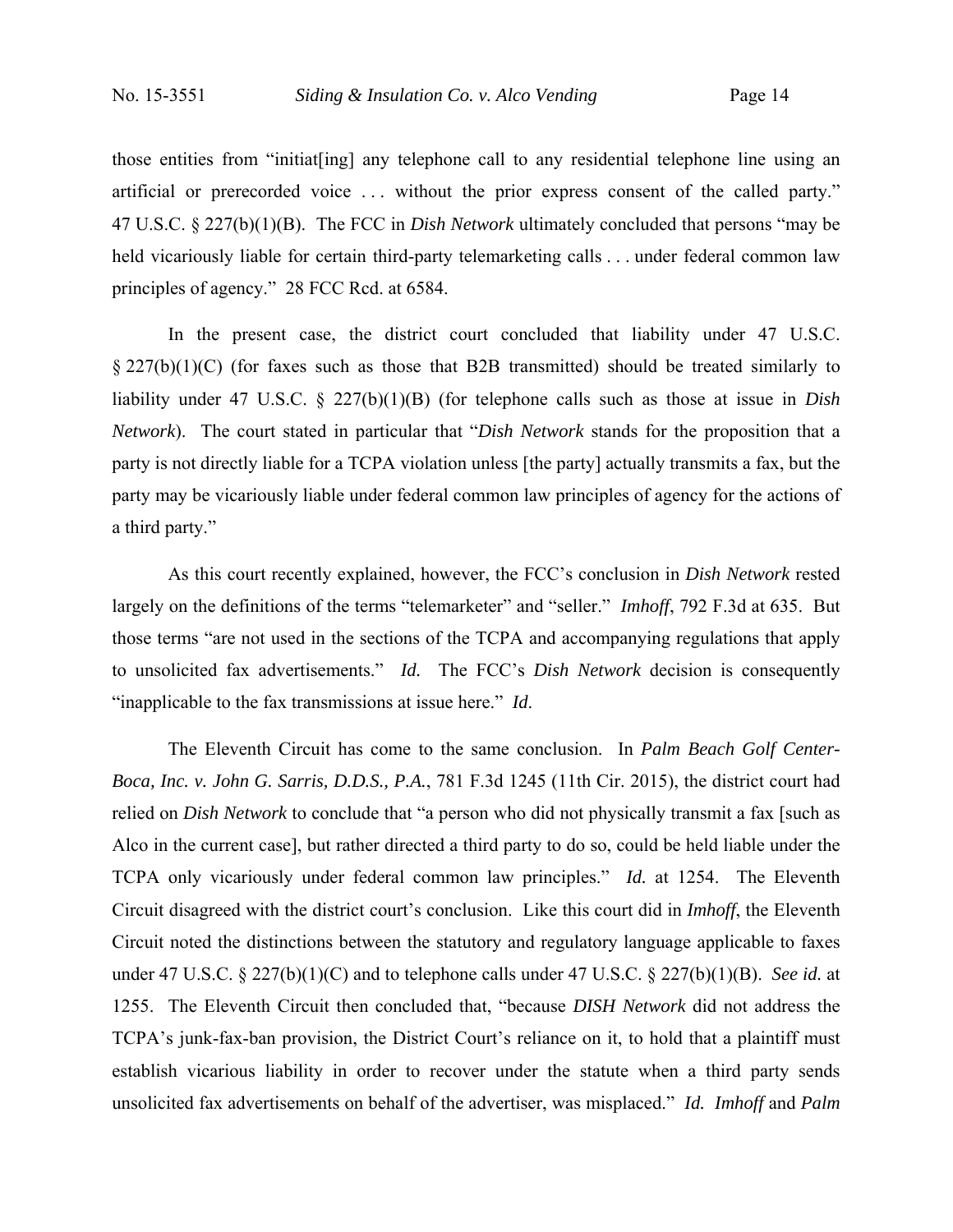those entities from "initiat[ing] any telephone call to any residential telephone line using an artificial or prerecorded voice . . . without the prior express consent of the called party." 47 U.S.C. § 227(b)(1)(B). The FCC in *Dish Network* ultimately concluded that persons "may be held vicariously liable for certain third-party telemarketing calls . . . under federal common law principles of agency." 28 FCC Rcd. at 6584.

In the present case, the district court concluded that liability under 47 U.S.C. § 227(b)(1)(C) (for faxes such as those that B2B transmitted) should be treated similarly to liability under 47 U.S.C. § 227(b)(1)(B) (for telephone calls such as those at issue in *Dish Network*). The court stated in particular that "*Dish Network* stands for the proposition that a party is not directly liable for a TCPA violation unless [the party] actually transmits a fax, but the party may be vicariously liable under federal common law principles of agency for the actions of a third party."

As this court recently explained, however, the FCC's conclusion in *Dish Network* rested largely on the definitions of the terms "telemarketer" and "seller." *Imhoff*, 792 F.3d at 635. But those terms "are not used in the sections of the TCPA and accompanying regulations that apply to unsolicited fax advertisements." *Id.* The FCC's *Dish Network* decision is consequently "inapplicable to the fax transmissions at issue here." *Id*.

The Eleventh Circuit has come to the same conclusion. In *Palm Beach Golf Center-Boca, Inc. v. John G. Sarris, D.D.S., P.A.*, 781 F.3d 1245 (11th Cir. 2015), the district court had relied on *Dish Network* to conclude that "a person who did not physically transmit a fax [such as Alco in the current case], but rather directed a third party to do so, could be held liable under the TCPA only vicariously under federal common law principles." *Id.* at 1254. The Eleventh Circuit disagreed with the district court's conclusion. Like this court did in *Imhoff*, the Eleventh Circuit noted the distinctions between the statutory and regulatory language applicable to faxes under 47 U.S.C. § 227(b)(1)(C) and to telephone calls under 47 U.S.C. § 227(b)(1)(B). *See id.* at 1255. The Eleventh Circuit then concluded that, "because *DISH Network* did not address the TCPA's junk-fax-ban provision, the District Court's reliance on it, to hold that a plaintiff must establish vicarious liability in order to recover under the statute when a third party sends unsolicited fax advertisements on behalf of the advertiser, was misplaced." *Id.* *Imhoff* and *Palm*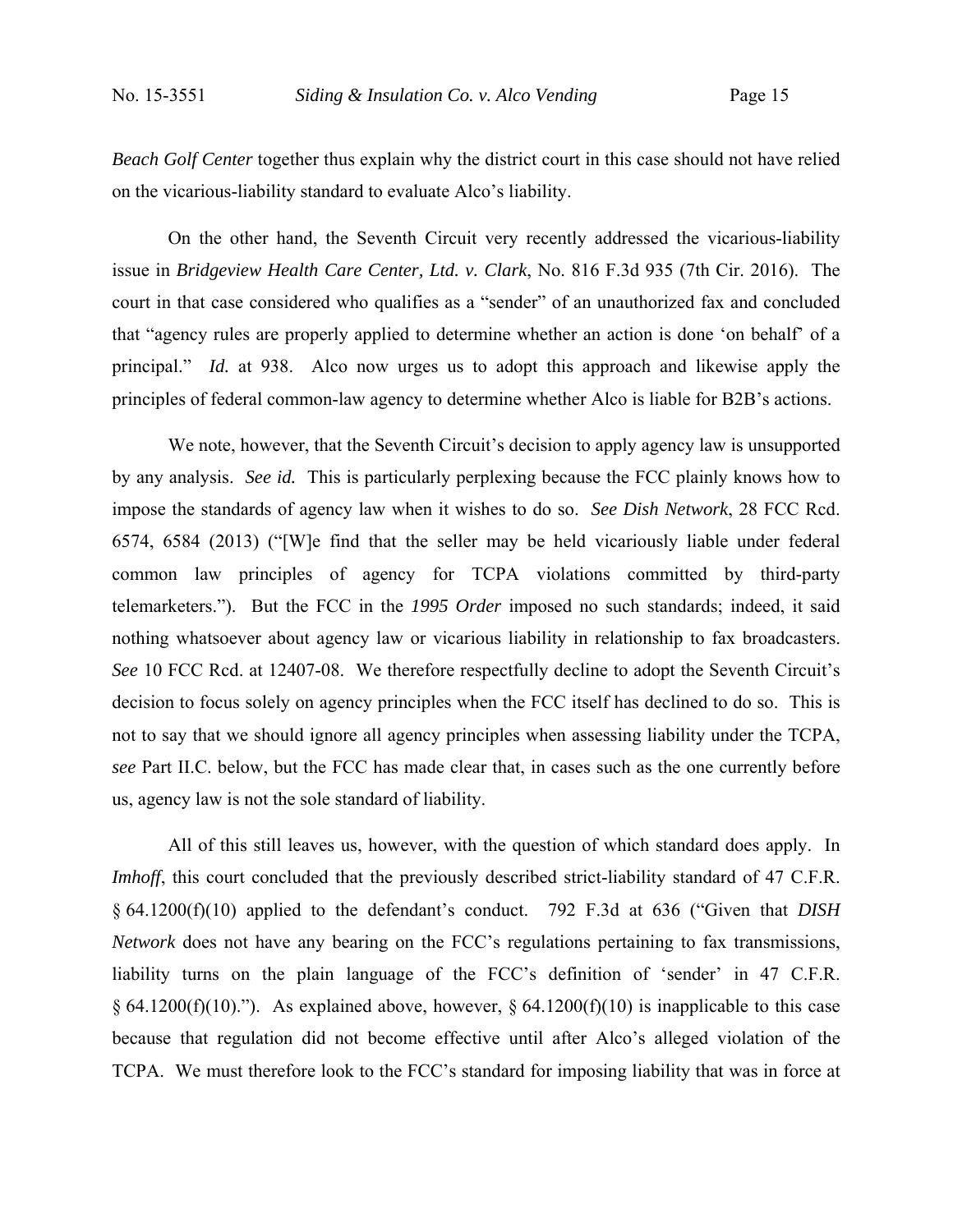*Beach Golf Center* together thus explain why the district court in this case should not have relied on the vicarious-liability standard to evaluate Alco's liability.

On the other hand, the Seventh Circuit very recently addressed the vicarious-liability issue in *Bridgeview Health Care Center, Ltd. v. Clark*, No. 816 F.3d 935 (7th Cir. 2016). The court in that case considered who qualifies as a "sender" of an unauthorized fax and concluded that "agency rules are properly applied to determine whether an action is done 'on behalf' of a principal." *Id.* at 938. Alco now urges us to adopt this approach and likewise apply the principles of federal common-law agency to determine whether Alco is liable for B2B's actions.

We note, however, that the Seventh Circuit's decision to apply agency law is unsupported by any analysis. *See id.* This is particularly perplexing because the FCC plainly knows how to impose the standards of agency law when it wishes to do so. *See Dish Network*, 28 FCC Rcd. 6574, 6584 (2013) ("[W]e find that the seller may be held vicariously liable under federal common law principles of agency for TCPA violations committed by third-party telemarketers."). But the FCC in the *1995 Order* imposed no such standards; indeed, it said nothing whatsoever about agency law or vicarious liability in relationship to fax broadcasters. *See* 10 FCC Rcd. at 12407-08. We therefore respectfully decline to adopt the Seventh Circuit's decision to focus solely on agency principles when the FCC itself has declined to do so. This is not to say that we should ignore all agency principles when assessing liability under the TCPA, *see* Part II.C. below, but the FCC has made clear that, in cases such as the one currently before us, agency law is not the sole standard of liability.

All of this still leaves us, however, with the question of which standard does apply. In *Imhoff*, this court concluded that the previously described strict-liability standard of 47 C.F.R. § 64.1200(f)(10) applied to the defendant's conduct. 792 F.3d at 636 ("Given that *DISH Network* does not have any bearing on the FCC's regulations pertaining to fax transmissions, liability turns on the plain language of the FCC's definition of 'sender' in 47 C.F.R. § 64.1200(f)(10)."). As explained above, however, § 64.1200(f)(10) is inapplicable to this case because that regulation did not become effective until after Alco's alleged violation of the TCPA. We must therefore look to the FCC's standard for imposing liability that was in force at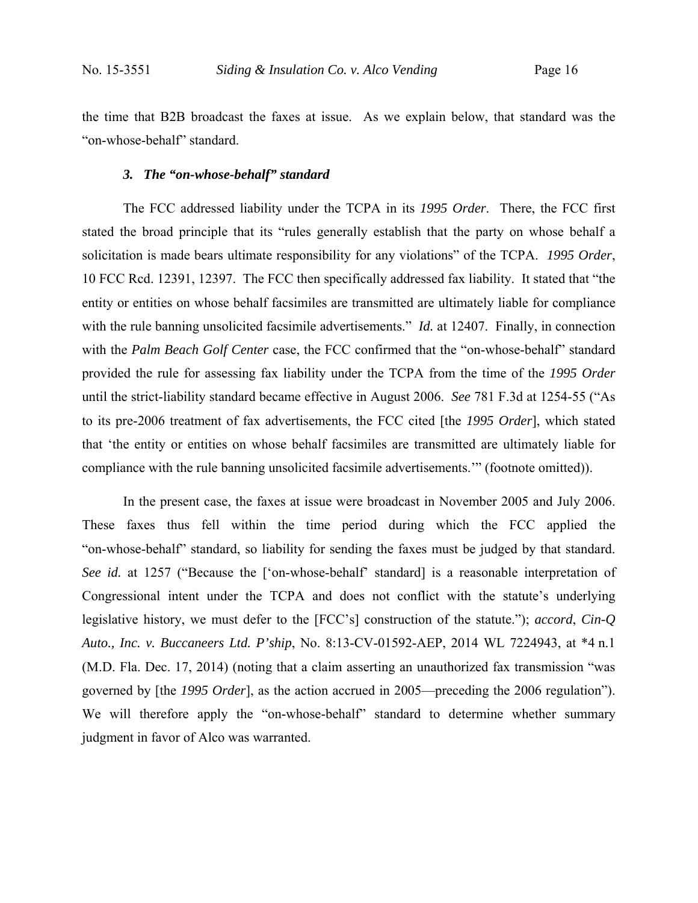the time that B2B broadcast the faxes at issue. As we explain below, that standard was the "on-whose-behalf" standard.

### *3. The "on-whose-behalf" standard*

The FCC addressed liability under the TCPA in its *1995 Order*. There, the FCC first stated the broad principle that its "rules generally establish that the party on whose behalf a solicitation is made bears ultimate responsibility for any violations" of the TCPA. *1995 Order*, 10 FCC Rcd. 12391, 12397. The FCC then specifically addressed fax liability. It stated that "the entity or entities on whose behalf facsimiles are transmitted are ultimately liable for compliance with the rule banning unsolicited facsimile advertisements." *Id.* at 12407. Finally, in connection with the *Palm Beach Golf Center* case, the FCC confirmed that the "on-whose-behalf" standard provided the rule for assessing fax liability under the TCPA from the time of the *1995 Order* until the strict-liability standard became effective in August 2006. *See* 781 F.3d at 1254-55 ("As to its pre-2006 treatment of fax advertisements, the FCC cited [the *1995 Order*], which stated that 'the entity or entities on whose behalf facsimiles are transmitted are ultimately liable for compliance with the rule banning unsolicited facsimile advertisements.'" (footnote omitted)).

In the present case, the faxes at issue were broadcast in November 2005 and July 2006. These faxes thus fell within the time period during which the FCC applied the "on-whose-behalf" standard, so liability for sending the faxes must be judged by that standard. *See id.* at 1257 ("Because the ['on-whose-behalf' standard] is a reasonable interpretation of Congressional intent under the TCPA and does not conflict with the statute's underlying legislative history, we must defer to the [FCC's] construction of the statute."); *accord*, *Cin-Q Auto., Inc. v. Buccaneers Ltd. P'ship*, No. 8:13-CV-01592-AEP, 2014 WL 7224943, at *4 n.1 (M.D. Fla. Dec. 17, 2014) (noting that a claim asserting an unauthorized fax transmission "was governed by [the *1995 Order*], as the action accrued in 2005—preceding the 2006 regulation"). We will therefore apply the "on-whose-behalf" standard to determine whether summary judgment in favor of Alco was warranted.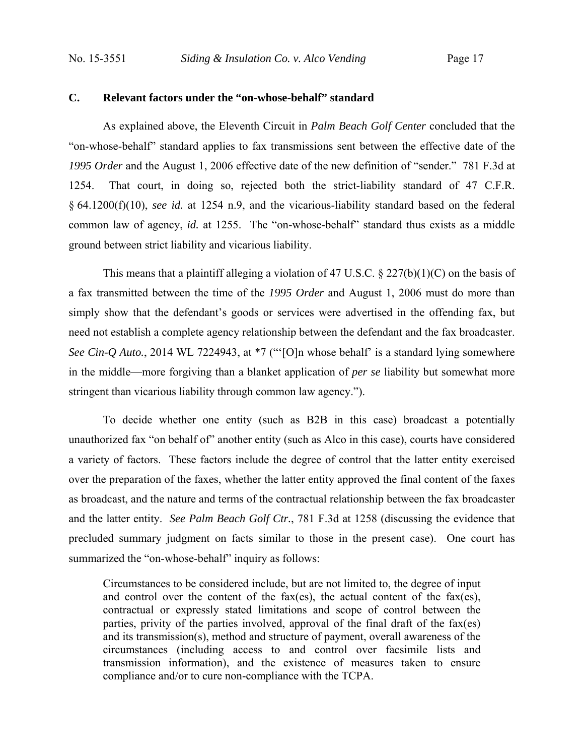### C. Relevant factors under the "on-whose-behalf" standard

As explained above, the Eleventh Circuit in *Palm Beach Golf Center* concluded that the "on-whose-behalf" standard applies to fax transmissions sent between the effective date of the *1995 Order* and the August 1, 2006 effective date of the new definition of "sender." 781 F.3d at 1254. That court, in doing so, rejected both the strict-liability standard of 47 C.F.R. § 64.1200(f)(10), *see id.* at 1254 n.9, and the vicarious-liability standard based on the federal common law of agency, *id.* at 1255. The "on-whose-behalf" standard thus exists as a middle ground between strict liability and vicarious liability.

This means that a plaintiff alleging a violation of 47 U.S.C. § 227(b)(1)(C) on the basis of a fax transmitted between the time of the *1995 Order* and August 1, 2006 must do more than simply show that the defendant's goods or services were advertised in the offending fax, but need not establish a complete agency relationship between the defendant and the fax broadcaster. *See Cin-Q Auto.*, 2014 WL 7224943, at *7 ("'[O]n whose behalf' is a standard lying somewhere in the middle—more forgiving than a blanket application of *per se* liability but somewhat more stringent than vicarious liability through common law agency.").

To decide whether one entity (such as B2B in this case) broadcast a potentially unauthorized fax "on behalf of" another entity (such as Alco in this case), courts have considered a variety of factors. These factors include the degree of control that the latter entity exercised over the preparation of the faxes, whether the latter entity approved the final content of the faxes as broadcast, and the nature and terms of the contractual relationship between the fax broadcaster and the latter entity. *See Palm Beach Golf Ctr.*, 781 F.3d at 1258 (discussing the evidence that precluded summary judgment on facts similar to those in the present case). One court has summarized the "on-whose-behalf" inquiry as follows:

> Circumstances to be considered include, but are not limited to, the degree of input and control over the content of the fax(es), the actual content of the fax(es), contractual or expressly stated limitations and scope of control between the parties, privity of the parties involved, approval of the final draft of the fax(es) and its transmission(s), method and structure of payment, overall awareness of the circumstances (including access to and control over facsimile lists and transmission information), and the existence of measures taken to ensure compliance and/or to cure non-compliance with the TCPA.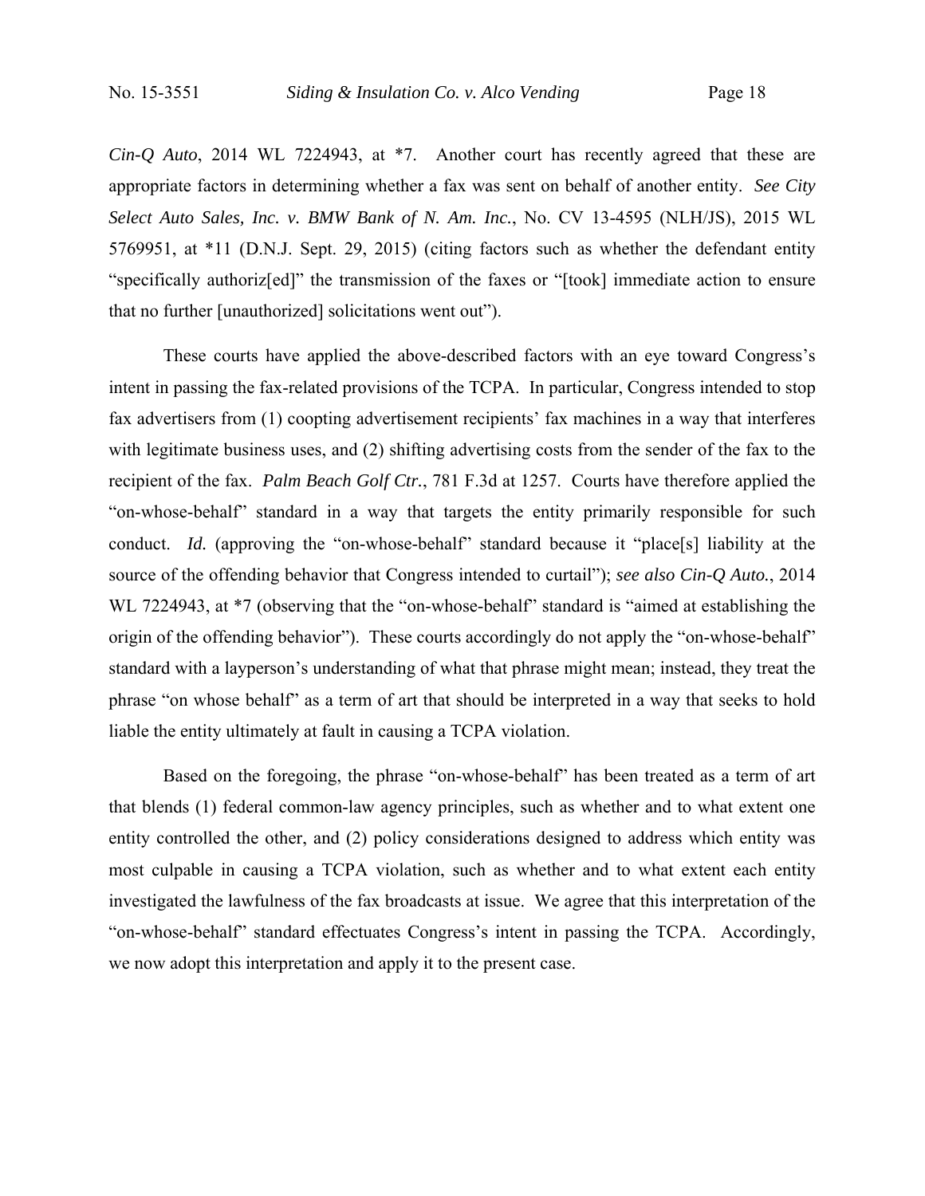*Cin-Q Auto*, 2014 WL 7224943, at *7. Another court has recently agreed that these are appropriate factors in determining whether a fax was sent on behalf of another entity. *See City Select Auto Sales, Inc. v. BMW Bank of N. Am. Inc.*, No. CV 13-4595 (NLH/JS), 2015 WL 5769951, at *11 (D.N.J. Sept. 29, 2015) (citing factors such as whether the defendant entity "specifically authoriz[ed]" the transmission of the faxes or "[took] immediate action to ensure that no further [unauthorized] solicitations went out").

These courts have applied the above-described factors with an eye toward Congress's intent in passing the fax-related provisions of the TCPA. In particular, Congress intended to stop fax advertisers from (1) coopting advertisement recipients' fax machines in a way that interferes with legitimate business uses, and (2) shifting advertising costs from the sender of the fax to the recipient of the fax. *Palm Beach Golf Ctr.*, 781 F.3d at 1257. Courts have therefore applied the "on-whose-behalf" standard in a way that targets the entity primarily responsible for such conduct. *Id.* (approving the "on-whose-behalf" standard because it "place[s] liability at the source of the offending behavior that Congress intended to curtail"); *see also Cin-Q Auto.*, 2014 WL 7224943, at *7 (observing that the "on-whose-behalf" standard is "aimed at establishing the origin of the offending behavior"). These courts accordingly do not apply the "on-whose-behalf" standard with a layperson's understanding of what that phrase might mean; instead, they treat the phrase "on whose behalf" as a term of art that should be interpreted in a way that seeks to hold liable the entity ultimately at fault in causing a TCPA violation.

Based on the foregoing, the phrase "on-whose-behalf" has been treated as a term of art that blends (1) federal common-law agency principles, such as whether and to what extent one entity controlled the other, and (2) policy considerations designed to address which entity was most culpable in causing a TCPA violation, such as whether and to what extent each entity investigated the lawfulness of the fax broadcasts at issue. We agree that this interpretation of the "on-whose-behalf" standard effectuates Congress's intent in passing the TCPA. Accordingly, we now adopt this interpretation and apply it to the present case.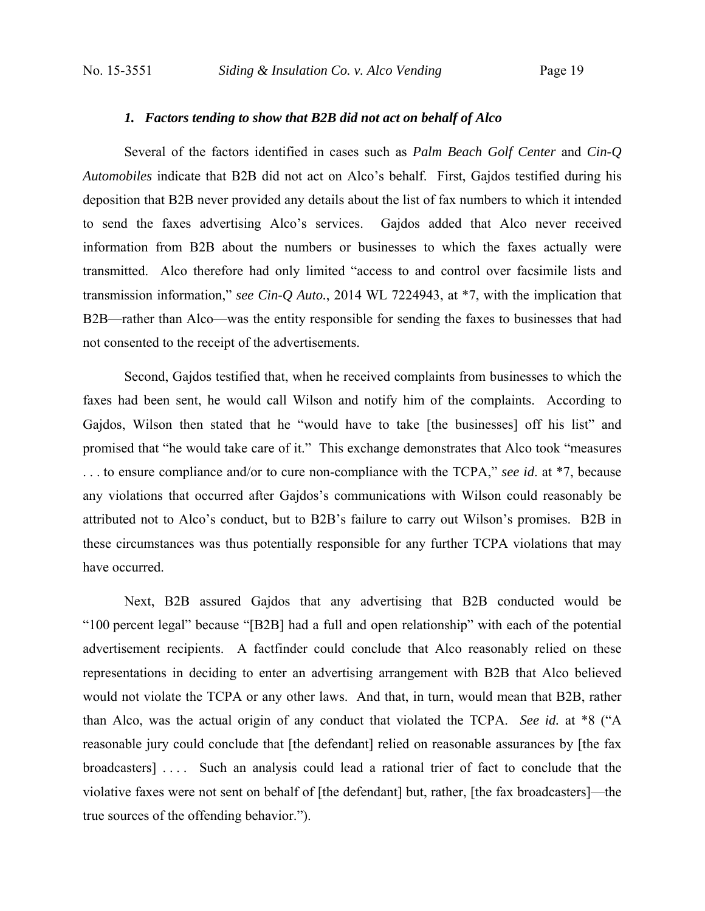### *1. Factors tending to show that B2B did not act on behalf of Alco*

Several of the factors identified in cases such as *Palm Beach Golf Center* and *Cin-Q Automobiles* indicate that B2B did not act on Alco's behalf. First, Gajdos testified during his deposition that B2B never provided any details about the list of fax numbers to which it intended to send the faxes advertising Alco's services. Gajdos added that Alco never received information from B2B about the numbers or businesses to which the faxes actually were transmitted. Alco therefore had only limited "access to and control over facsimile lists and transmission information," *see Cin-Q Auto.*, 2014 WL 7224943, at \*7, with the implication that B2B—rather than Alco—was the entity responsible for sending the faxes to businesses that had not consented to the receipt of the advertisements.

Second, Gajdos testified that, when he received complaints from businesses to which the faxes had been sent, he would call Wilson and notify him of the complaints. According to Gajdos, Wilson then stated that he "would have to take [the businesses] off his list" and promised that "he would take care of it." This exchange demonstrates that Alco took "measures . . . to ensure compliance and/or to cure non-compliance with the TCPA," *see id*. at \*7, because any violations that occurred after Gajdos's communications with Wilson could reasonably be attributed not to Alco's conduct, but to B2B's failure to carry out Wilson's promises. B2B in these circumstances was thus potentially responsible for any further TCPA violations that may have occurred.

Next, B2B assured Gajdos that any advertising that B2B conducted would be "100 percent legal" because "[B2B] had a full and open relationship" with each of the potential advertisement recipients. A factfinder could conclude that Alco reasonably relied on these representations in deciding to enter an advertising arrangement with B2B that Alco believed would not violate the TCPA or any other laws. And that, in turn, would mean that B2B, rather than Alco, was the actual origin of any conduct that violated the TCPA. *See id.* at \*8 ("A reasonable jury could conclude that [the defendant] relied on reasonable assurances by [the fax broadcasters] . . . . Such an analysis could lead a rational trier of fact to conclude that the violative faxes were not sent on behalf of [the defendant] but, rather, [the fax broadcasters]—the true sources of the offending behavior.").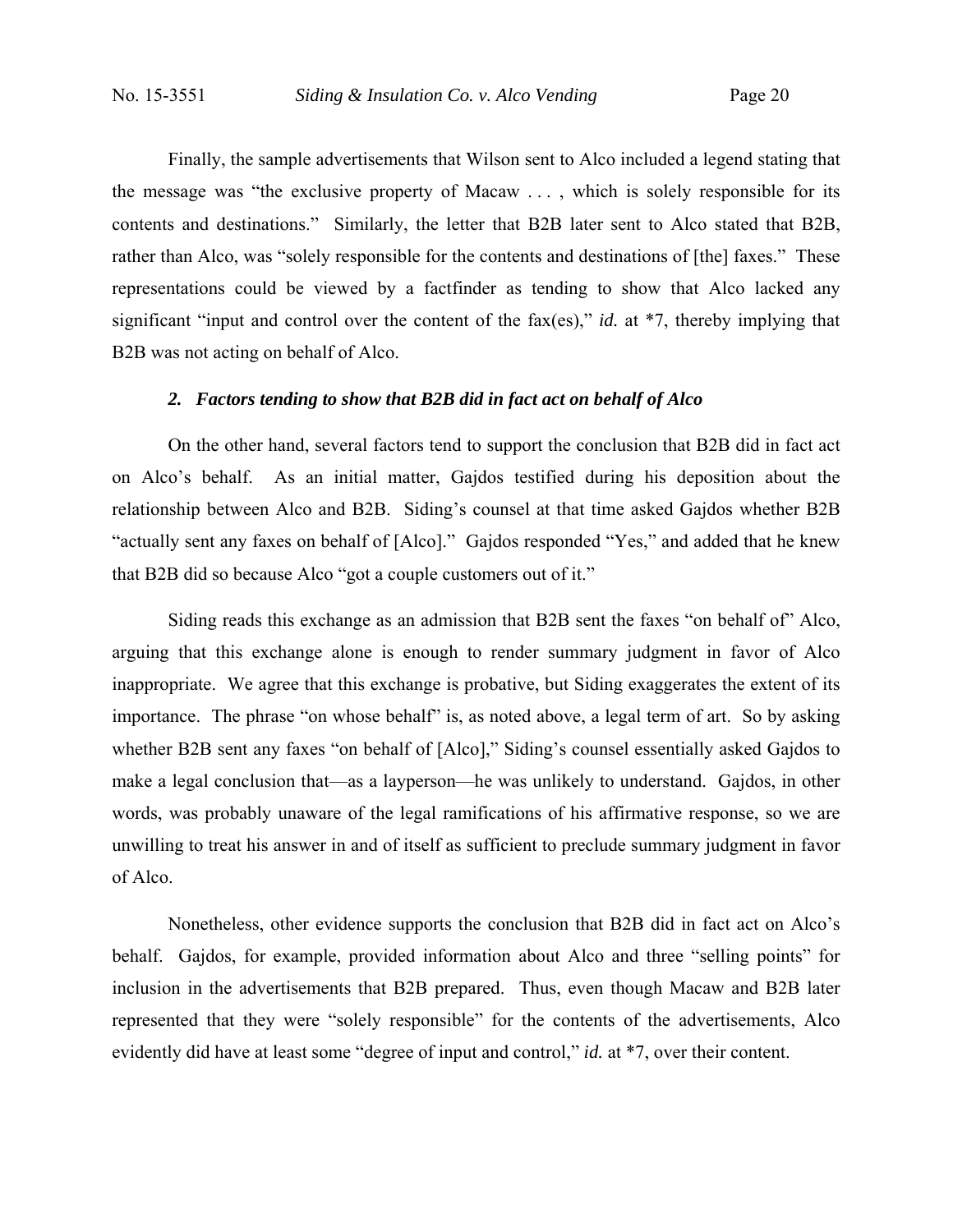Finally, the sample advertisements that Wilson sent to Alco included a legend stating that the message was "the exclusive property of Macaw . . . , which is solely responsible for its contents and destinations." Similarly, the letter that B2B later sent to Alco stated that B2B, rather than Alco, was "solely responsible for the contents and destinations of [the] faxes." These representations could be viewed by a factfinder as tending to show that Alco lacked any significant "input and control over the content of the fax(es)," *id.* at *7, thereby implying that B2B was not acting on behalf of Alco.

### *2. Factors tending to show that B2B did in fact act on behalf of Alco*

On the other hand, several factors tend to support the conclusion that B2B did in fact act on Alco's behalf. As an initial matter, Gajdos testified during his deposition about the relationship between Alco and B2B. Siding's counsel at that time asked Gajdos whether B2B "actually sent any faxes on behalf of [Alco]." Gajdos responded "Yes," and added that he knew that B2B did so because Alco "got a couple customers out of it."

Siding reads this exchange as an admission that B2B sent the faxes "on behalf of" Alco, arguing that this exchange alone is enough to render summary judgment in favor of Alco inappropriate. We agree that this exchange is probative, but Siding exaggerates the extent of its importance. The phrase "on whose behalf" is, as noted above, a legal term of art. So by asking whether B2B sent any faxes "on behalf of [Alco]," Siding's counsel essentially asked Gajdos to make a legal conclusion that—as a layperson—he was unlikely to understand. Gajdos, in other words, was probably unaware of the legal ramifications of his affirmative response, so we are unwilling to treat his answer in and of itself as sufficient to preclude summary judgment in favor of Alco.

Nonetheless, other evidence supports the conclusion that B2B did in fact act on Alco's behalf. Gajdos, for example, provided information about Alco and three "selling points" for inclusion in the advertisements that B2B prepared. Thus, even though Macaw and B2B later represented that they were "solely responsible" for the contents of the advertisements, Alco evidently did have at least some "degree of input and control," *id.* at *7, over their content.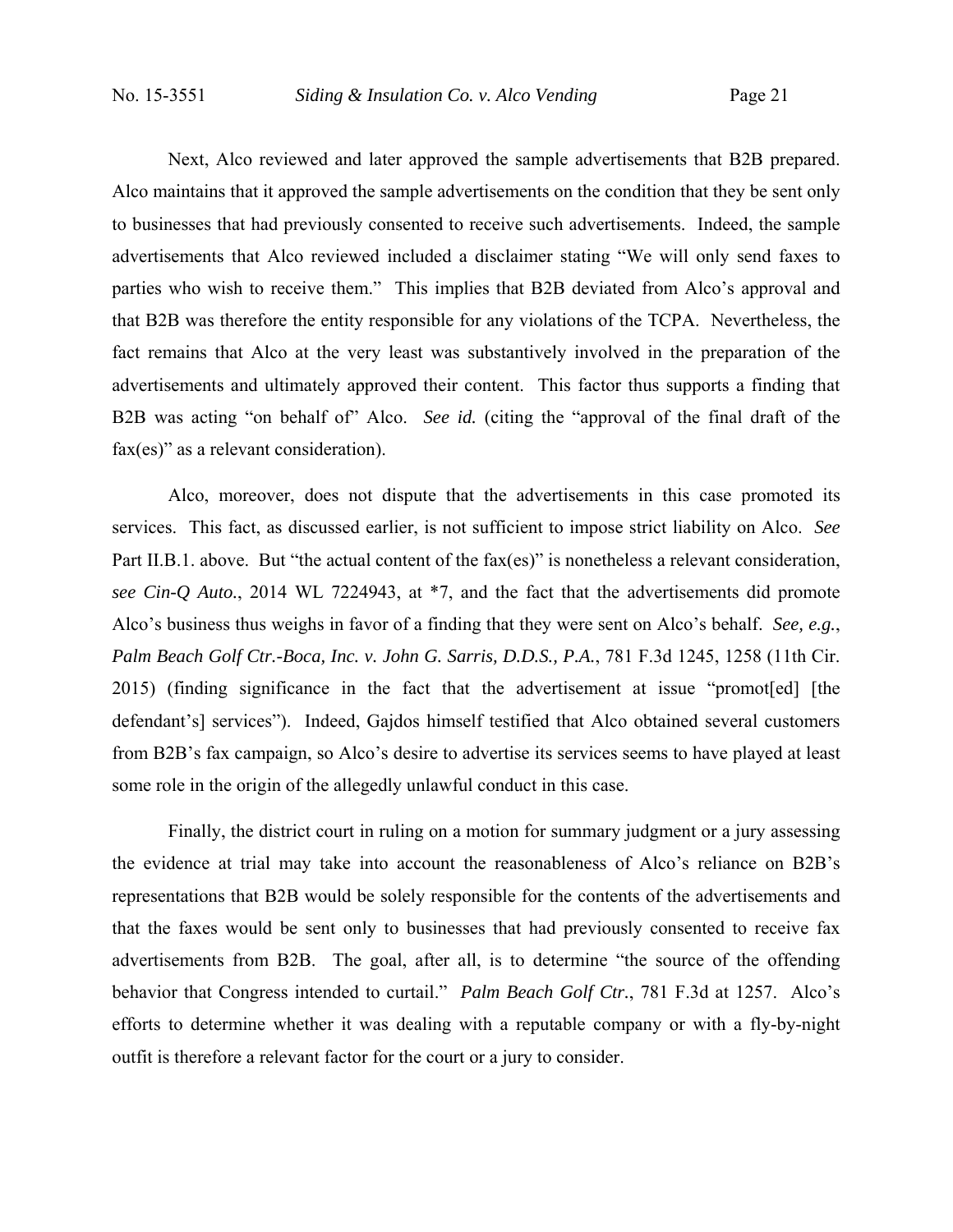Next, Alco reviewed and later approved the sample advertisements that B2B prepared. Alco maintains that it approved the sample advertisements on the condition that they be sent only to businesses that had previously consented to receive such advertisements. Indeed, the sample advertisements that Alco reviewed included a disclaimer stating "We will only send faxes to parties who wish to receive them." This implies that B2B deviated from Alco's approval and that B2B was therefore the entity responsible for any violations of the TCPA. Nevertheless, the fact remains that Alco at the very least was substantively involved in the preparation of the advertisements and ultimately approved their content. This factor thus supports a finding that B2B was acting "on behalf of" Alco. *See id.* (citing the "approval of the final draft of the fax(es)" as a relevant consideration).

Alco, moreover, does not dispute that the advertisements in this case promoted its services. This fact, as discussed earlier, is not sufficient to impose strict liability on Alco. *See* Part II.B.1. above. But "the actual content of the fax(es)" is nonetheless a relevant consideration, *see Cin-Q Auto.*, 2014 WL 7224943, at *7, and the fact that the advertisements did promote Alco's business thus weighs in favor of a finding that they were sent on Alco's behalf. *See, e.g.*, *Palm Beach Golf Ctr.-Boca, Inc. v. John G. Sarris, D.D.S., P.A.*, 781 F.3d 1245, 1258 (11th Cir. 2015) (finding significance in the fact that the advertisement at issue "promot[ed] [the defendant's] services"). Indeed, Gajdos himself testified that Alco obtained several customers from B2B's fax campaign, so Alco's desire to advertise its services seems to have played at least some role in the origin of the allegedly unlawful conduct in this case.

Finally, the district court in ruling on a motion for summary judgment or a jury assessing the evidence at trial may take into account the reasonableness of Alco's reliance on B2B's representations that B2B would be solely responsible for the contents of the advertisements and that the faxes would be sent only to businesses that had previously consented to receive fax advertisements from B2B. The goal, after all, is to determine "the source of the offending behavior that Congress intended to curtail." *Palm Beach Golf Ctr.*, 781 F.3d at 1257. Alco's efforts to determine whether it was dealing with a reputable company or with a fly-by-night outfit is therefore a relevant factor for the court or a jury to consider.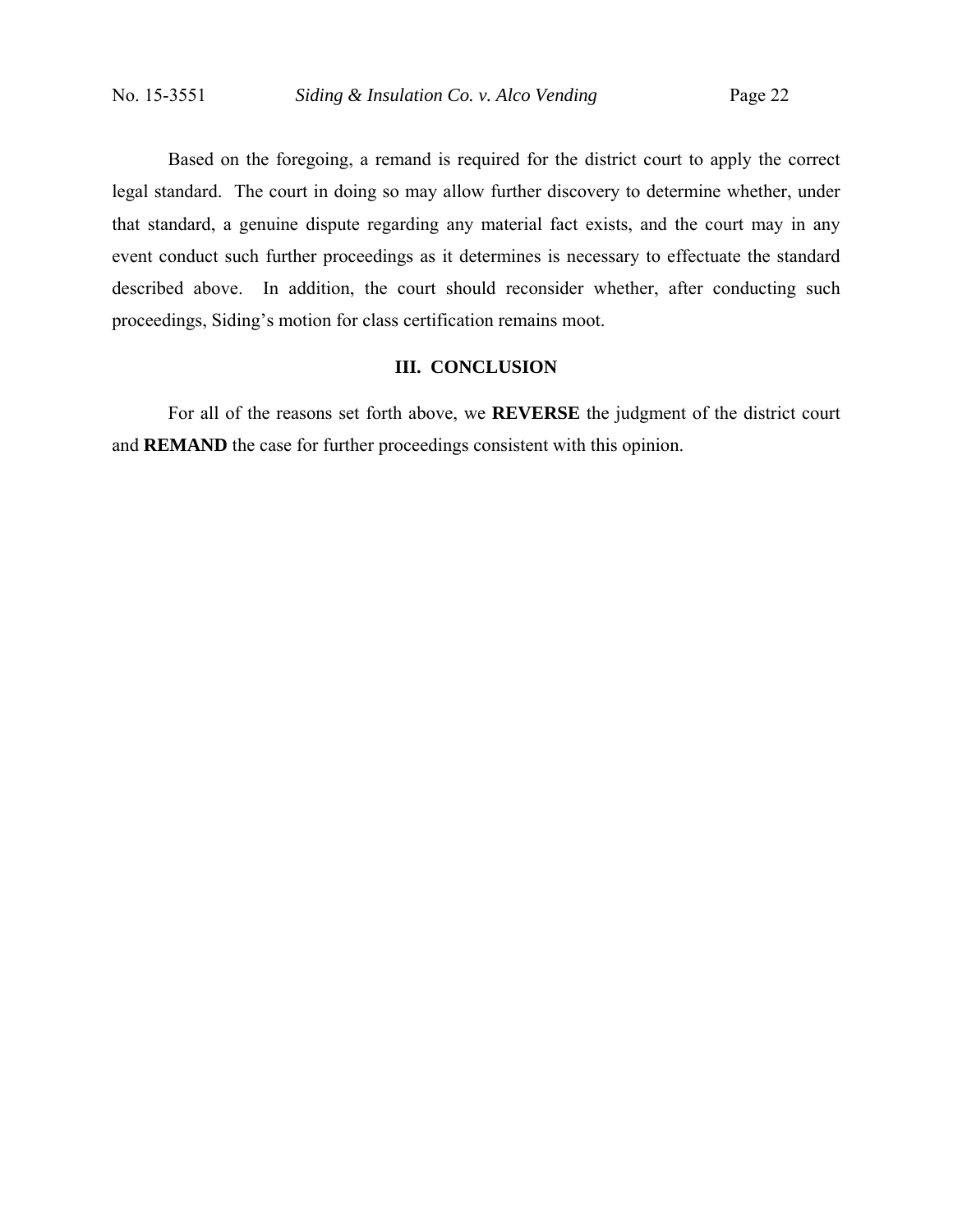Based on the foregoing, a remand is required for the district court to apply the correct legal standard. The court in doing so may allow further discovery to determine whether, under that standard, a genuine dispute regarding any material fact exists, and the court may in any event conduct such further proceedings as it determines is necessary to effectuate the standard described above. In addition, the court should reconsider whether, after conducting such proceedings, Siding's motion for class certification remains moot.

## III. CONCLUSION

For all of the reasons set forth above, we **REVERSE** the judgment of the district court and **REMAND** the case for further proceedings consistent with this opinion.